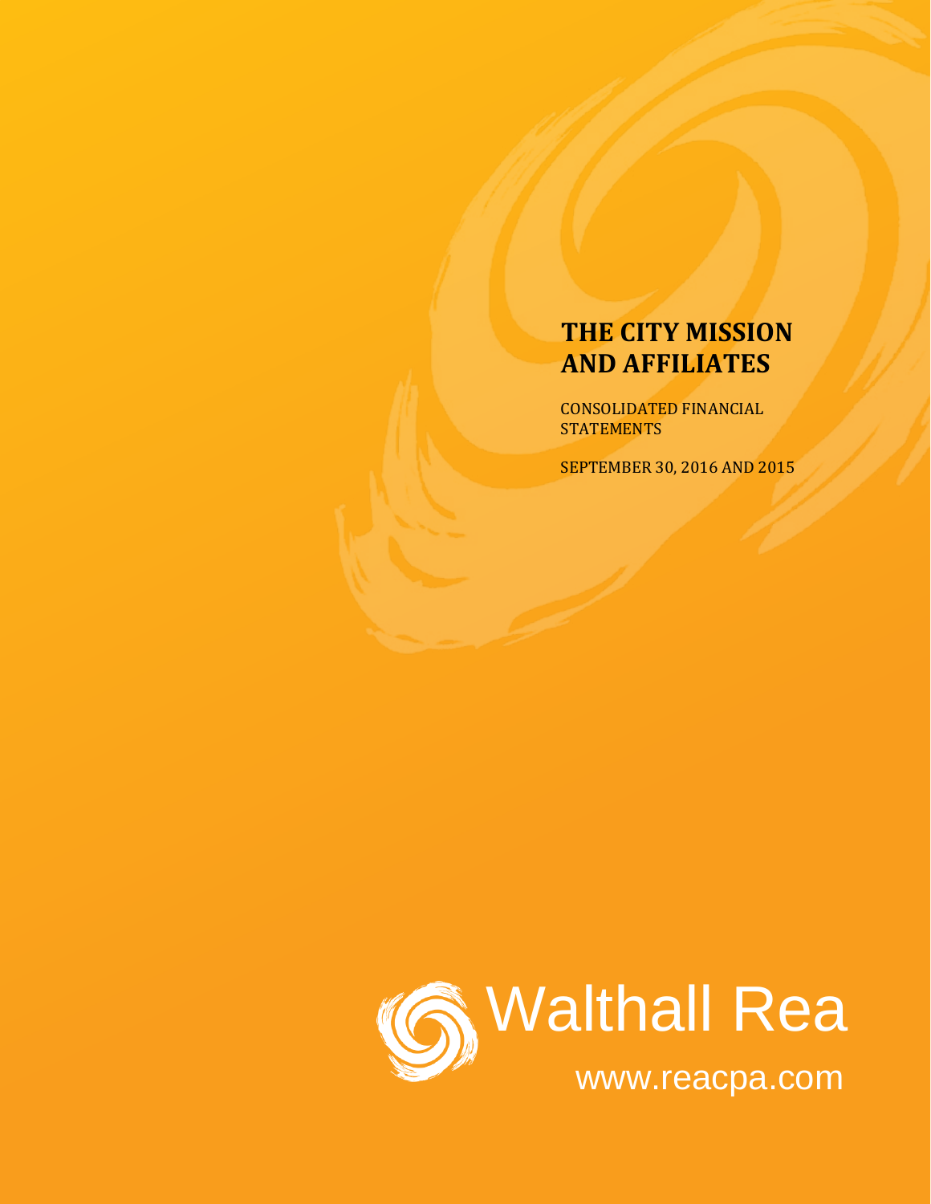# THE CITY MISSION AND AFFILIATES

CONSOLIDATED FINANCIAL STATEMENTS

SEPTEMBER 30, 2016 AND 2015

Walthall Rea

www.reacpa.com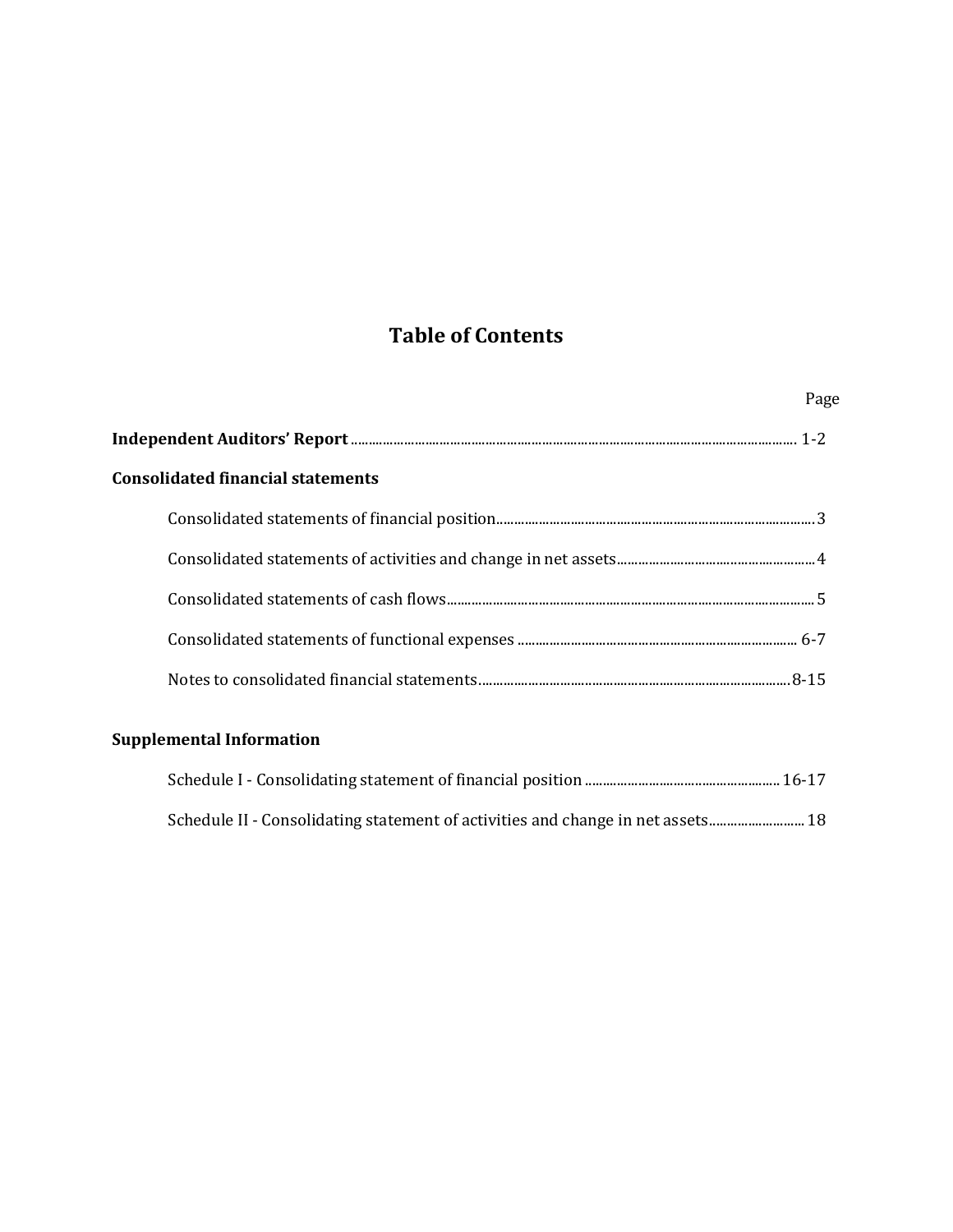# Table of Contents

| | Page |
|---|---|
| **Independent Auditors' Report** | 1-2 |
| **Consolidated financial statements** | |
| Consolidated statements of financial position | 3 |
| Consolidated statements of activities and change in net assets | 4 |
| Consolidated statements of cash flows | 5 |
| Consolidated statements of functional expenses | 6-7 |
| Notes to consolidated financial statements | 8-15 |
| **Supplemental Information** | |
| Schedule I - Consolidating statement of financial position | 16-17 |
| Schedule II - Consolidating statement of activities and change in net assets | 18 |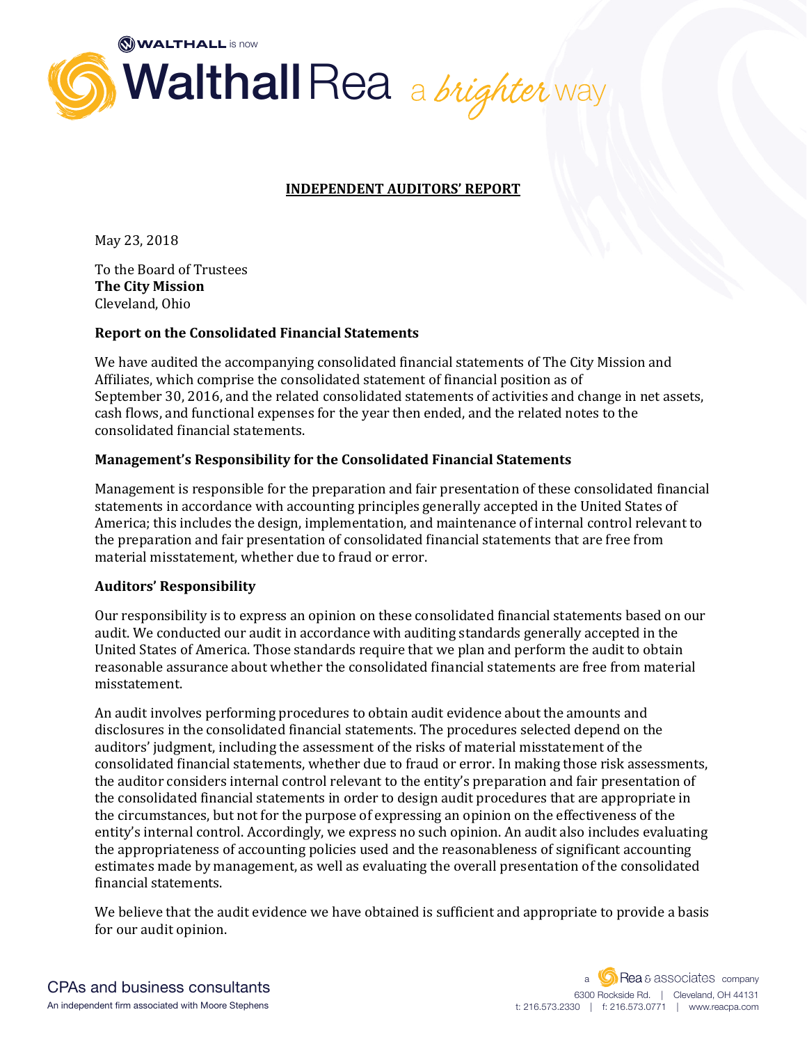## INDEPENDENT AUDITORS' REPORT

May 23, 2018

To the Board of Trustees
**The City Mission**
Cleveland, Ohio

### Report on the Consolidated Financial Statements

We have audited the accompanying consolidated financial statements of The City Mission and Affiliates, which comprise the consolidated statement of financial position as of September 30, 2016, and the related consolidated statements of activities and change in net assets, cash flows, and functional expenses for the year then ended, and the related notes to the consolidated financial statements.

### Management's Responsibility for the Consolidated Financial Statements

Management is responsible for the preparation and fair presentation of these consolidated financial statements in accordance with accounting principles generally accepted in the United States of America; this includes the design, implementation, and maintenance of internal control relevant to the preparation and fair presentation of consolidated financial statements that are free from material misstatement, whether due to fraud or error.

### Auditors' Responsibility

Our responsibility is to express an opinion on these consolidated financial statements based on our audit. We conducted our audit in accordance with auditing standards generally accepted in the United States of America. Those standards require that we plan and perform the audit to obtain reasonable assurance about whether the consolidated financial statements are free from material misstatement.

An audit involves performing procedures to obtain audit evidence about the amounts and disclosures in the consolidated financial statements. The procedures selected depend on the auditors' judgment, including the assessment of the risks of material misstatement of the consolidated financial statements, whether due to fraud or error. In making those risk assessments, the auditor considers internal control relevant to the entity's preparation and fair presentation of the consolidated financial statements in order to design audit procedures that are appropriate in the circumstances, but not for the purpose of expressing an opinion on the effectiveness of the entity's internal control. Accordingly, we express no such opinion. An audit also includes evaluating the appropriateness of accounting policies used and the reasonableness of significant accounting estimates made by management, as well as evaluating the overall presentation of the consolidated financial statements.

We believe that the audit evidence we have obtained is sufficient and appropriate to provide a basis for our audit opinion.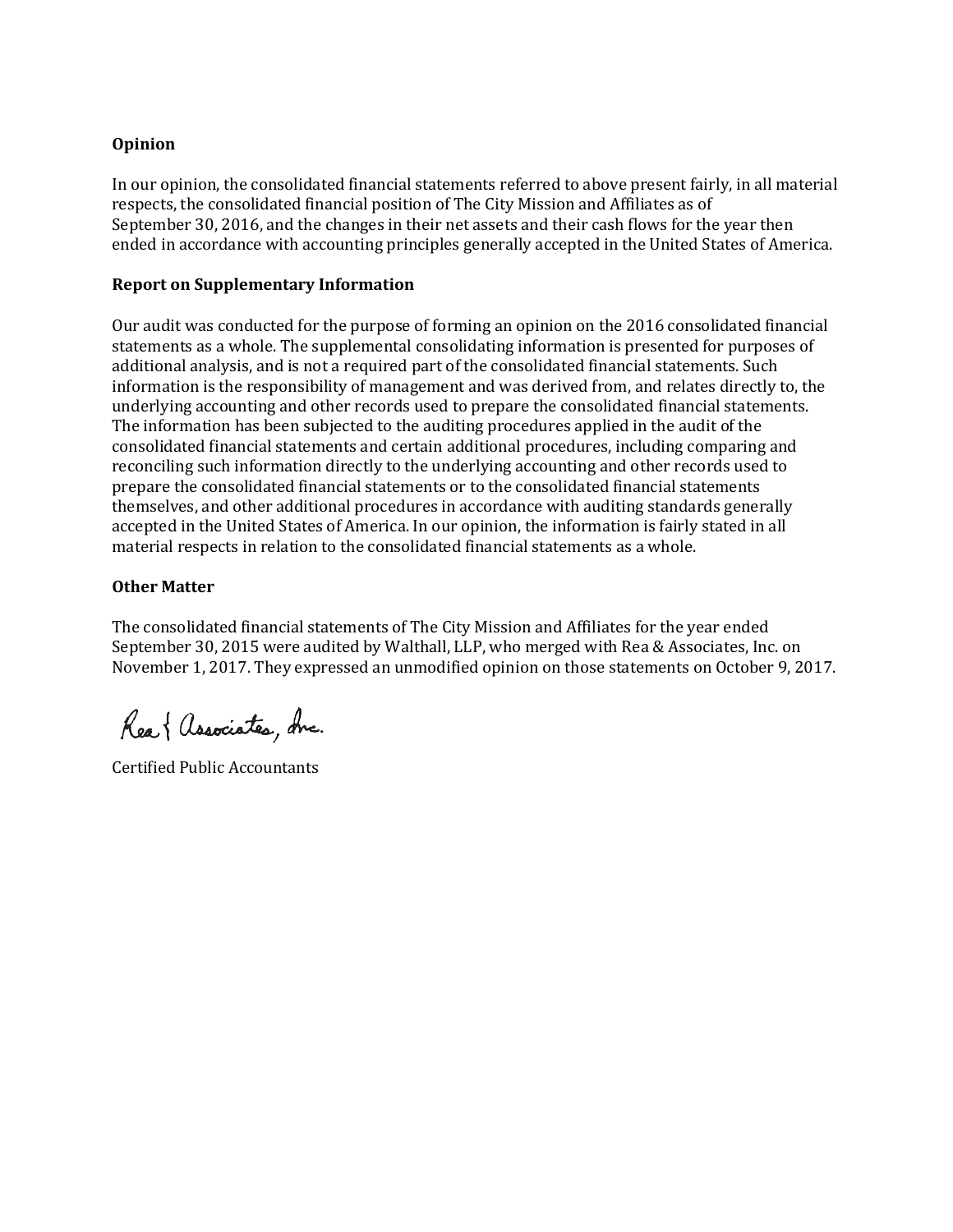**Opinion**

In our opinion, the consolidated financial statements referred to above present fairly, in all material respects, the consolidated financial position of The City Mission and Affiliates as of September 30, 2016, and the changes in their net assets and their cash flows for the year then ended in accordance with accounting principles generally accepted in the United States of America.

**Report on Supplementary Information**

Our audit was conducted for the purpose of forming an opinion on the 2016 consolidated financial statements as a whole. The supplemental consolidating information is presented for purposes of additional analysis, and is not a required part of the consolidated financial statements. Such information is the responsibility of management and was derived from, and relates directly to, the underlying accounting and other records used to prepare the consolidated financial statements. The information has been subjected to the auditing procedures applied in the audit of the consolidated financial statements and certain additional procedures, including comparing and reconciling such information directly to the underlying accounting and other records used to prepare the consolidated financial statements or to the consolidated financial statements themselves, and other additional procedures in accordance with auditing standards generally accepted in the United States of America. In our opinion, the information is fairly stated in all material respects in relation to the consolidated financial statements as a whole.

**Other Matter**

The consolidated financial statements of The City Mission and Affiliates for the year ended September 30, 2015 were audited by Walthall, LLP, who merged with Rea & Associates, Inc. on November 1, 2017. They expressed an unmodified opinion on those statements on October 9, 2017.

Rea & Associates, Inc.

Certified Public Accountants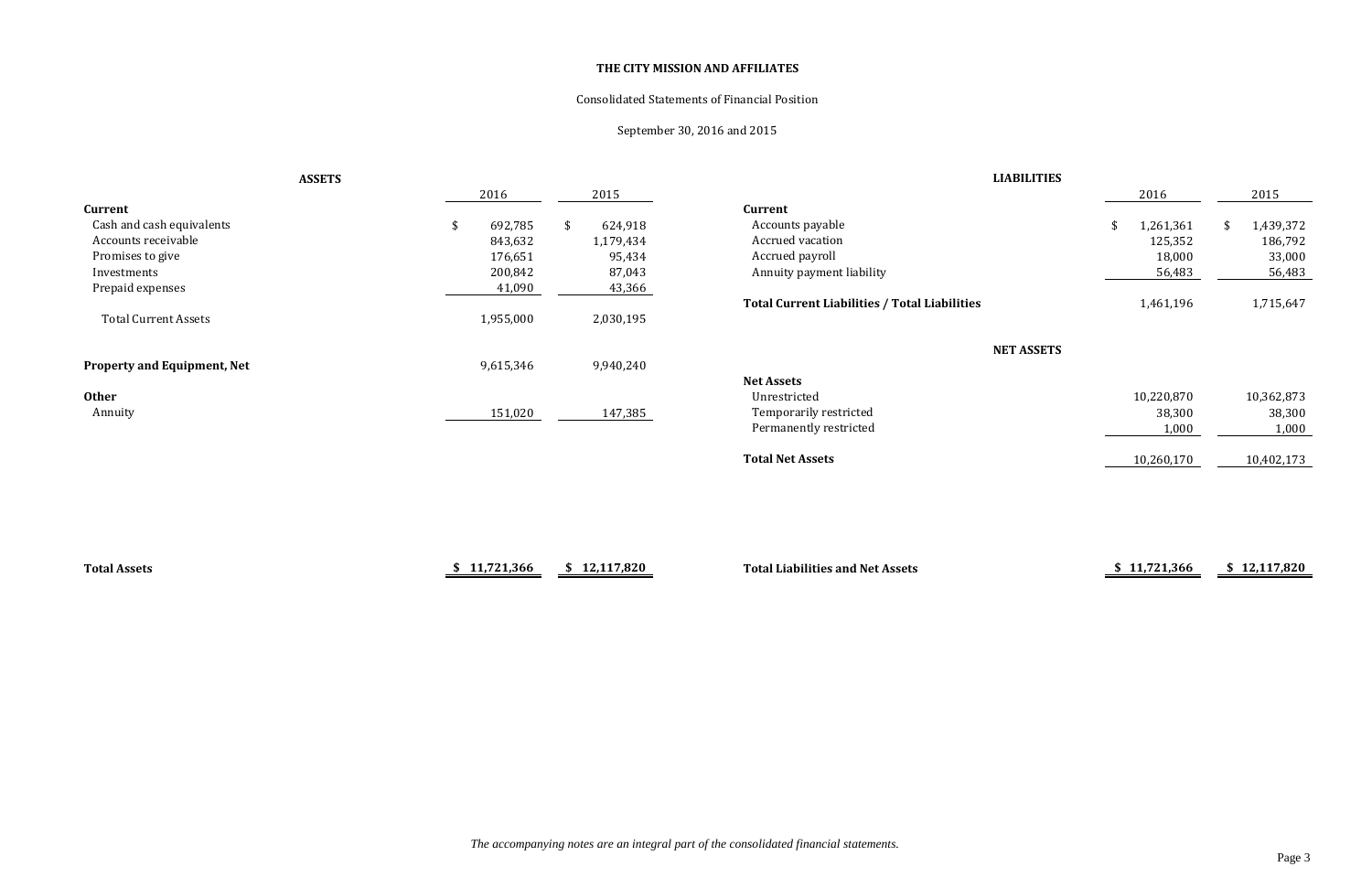**THE CITY MISSION AND AFFILIATES**

Consolidated Statements of Financial Position

September 30, 2016 and 2015

**ASSETS**

| | 2016 | 2015 |
|---|---|---|
| **Current** | | |
| Cash and cash equivalents | $ 692,785 | $ 624,918 |
| Accounts receivable | 843,632 | 1,179,434 |
| Promises to give | 176,651 | 95,434 |
| Investments | 200,842 | 87,043 |
| Prepaid expenses | 41,090 | 43,366 |
| Total Current Assets | 1,955,000 | 2,030,195 |
| **Property and Equipment, Net** | 9,615,346 | 9,940,240 |
| **Other** | | |
| Annuity | 151,020 | 147,385 |
| **Total Assets** | **$ 11,721,366** | **$ 12,117,820** |

**LIABILITIES**

| | 2016 | 2015 |
|---|---|---|
| **Current** | | |
| Accounts payable | $ 1,261,361 | $ 1,439,372 |
| Accrued vacation | 125,352 | 186,792 |
| Accrued payroll | 18,000 | 33,000 |
| Annuity payment liability | 56,483 | 56,483 |
| **Total Current Liabilities / Total Liabilities** | 1,461,196 | 1,715,647 |

**NET ASSETS**

| | 2016 | 2015 |
|---|---|---|
| **Net Assets** | | |
| Unrestricted | 10,220,870 | 10,362,873 |
| Temporarily restricted | 38,300 | 38,300 |
| Permanently restricted | 1,000 | 1,000 |
| **Total Net Assets** | 10,260,170 | 10,402,173 |
| **Total Liabilities and Net Assets** | **$ 11,721,366** | **$ 12,117,820** |

*The accompanying notes are an integral part of the consolidated financial statements.*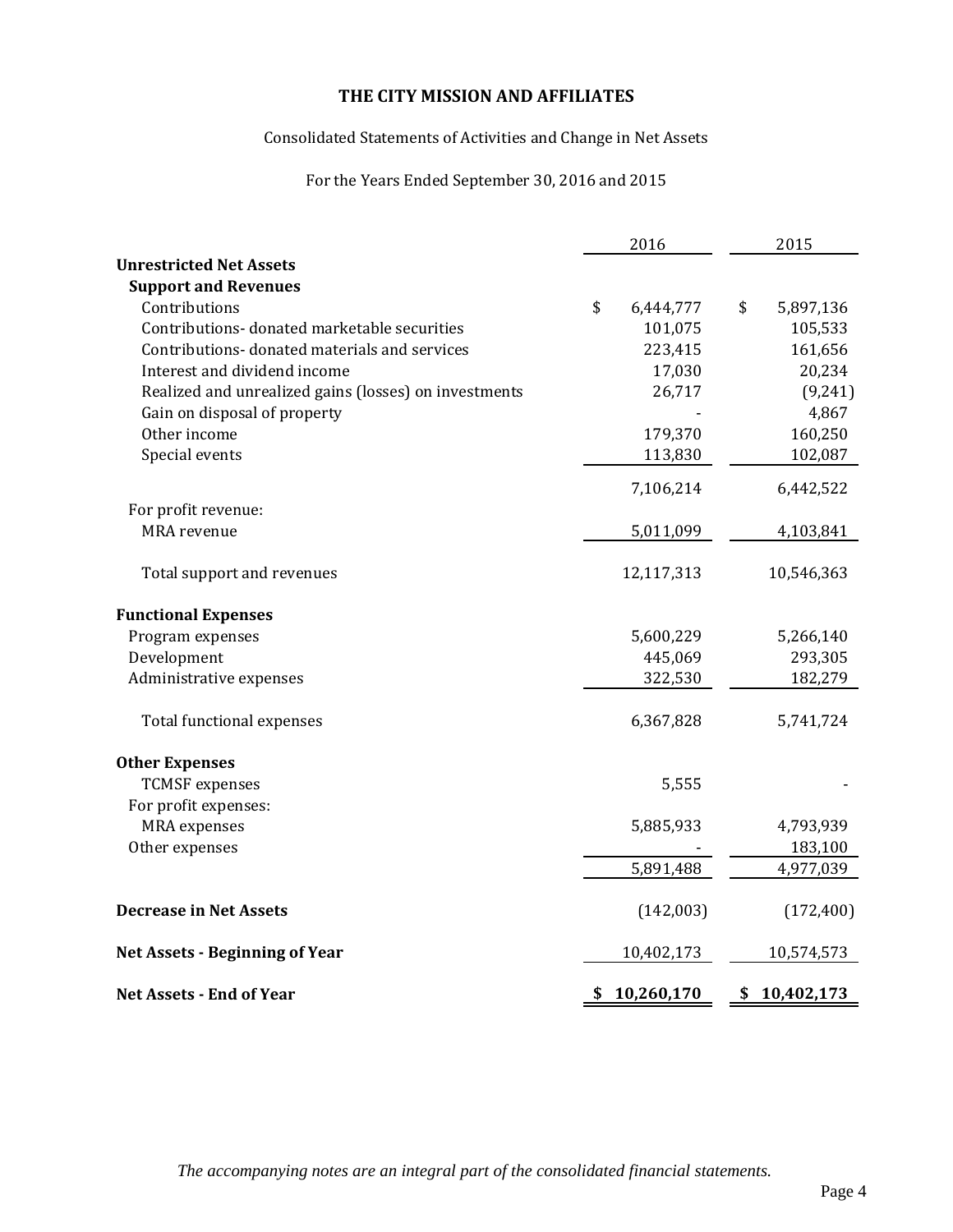# THE CITY MISSION AND AFFILIATES

Consolidated Statements of Activities and Change in Net Assets

For the Years Ended September 30, 2016 and 2015

| | 2016 | 2015 |
|---|---|---|
| **Unrestricted Net Assets** | | |
| **Support and Revenues** | | |
| Contributions | $ 6,444,777 | $ 5,897,136 |
| Contributions- donated marketable securities | 101,075 | 105,533 |
| Contributions- donated materials and services | 223,415 | 161,656 |
| Interest and dividend income | 17,030 | 20,234 |
| Realized and unrealized gains (losses) on investments | 26,717 | (9,241) |
| Gain on disposal of property | - | 4,867 |
| Other income | 179,370 | 160,250 |
| Special events | 113,830 | 102,087 |
| | 7,106,214 | 6,442,522 |
| For profit revenue: | | |
| MRA revenue | 5,011,099 | 4,103,841 |
| Total support and revenues | 12,117,313 | 10,546,363 |
| **Functional Expenses** | | |
| Program expenses | 5,600,229 | 5,266,140 |
| Development | 445,069 | 293,305 |
| Administrative expenses | 322,530 | 182,279 |
| Total functional expenses | 6,367,828 | 5,741,724 |
| **Other Expenses** | | |
| TCMSF expenses | 5,555 | - |
| For profit expenses: | | |
| MRA expenses | 5,885,933 | 4,793,939 |
| Other expenses | - | 183,100 |
| | 5,891,488 | 4,977,039 |
| **Decrease in Net Assets** | (142,003) | (172,400) |
| **Net Assets - Beginning of Year** | 10,402,173 | 10,574,573 |
| **Net Assets - End of Year** | **$ 10,260,170** | **$ 10,402,173** |

*The accompanying notes are an integral part of the consolidated financial statements.*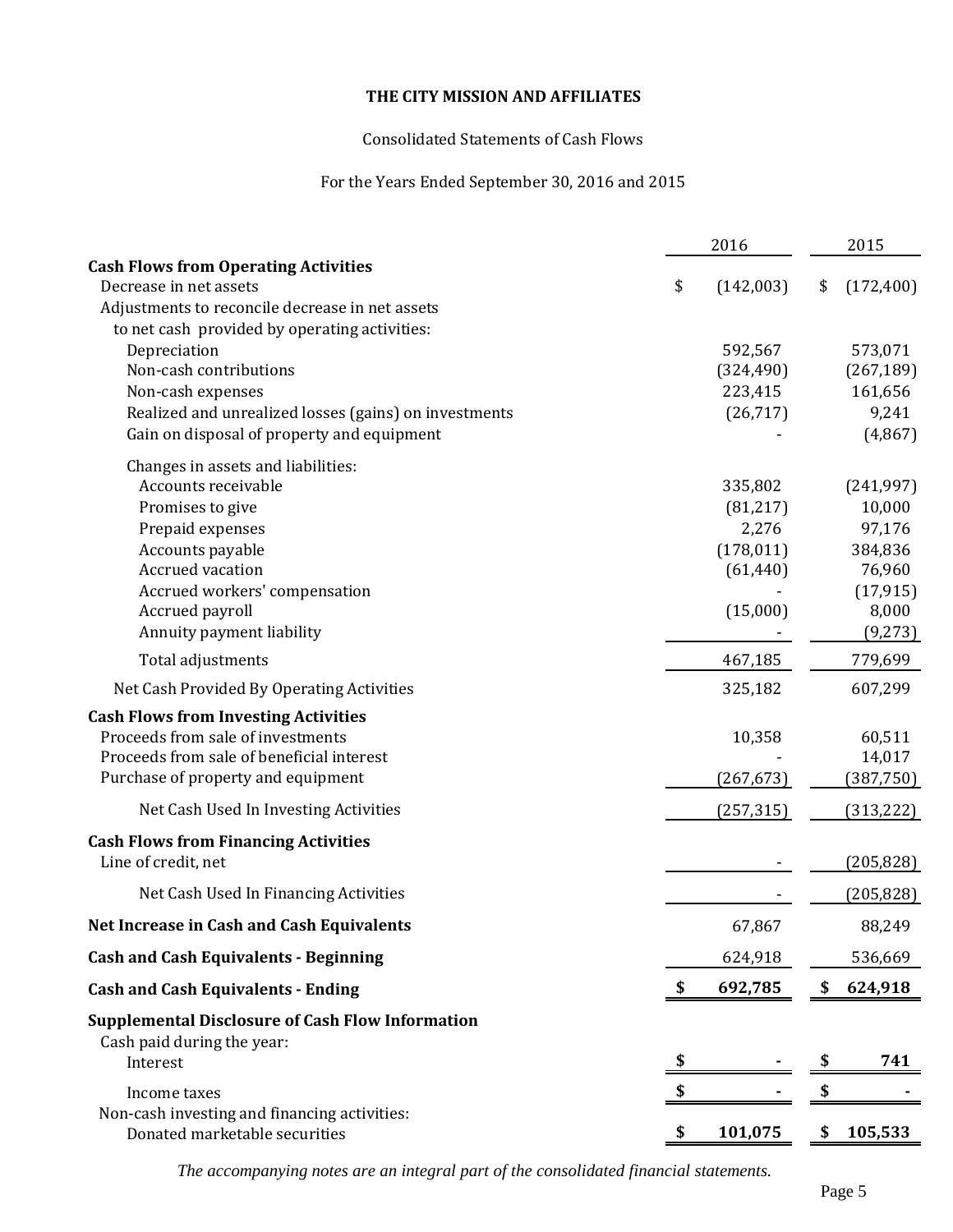# THE CITY MISSION AND AFFILIATES

Consolidated Statements of Cash Flows

For the Years Ended September 30, 2016 and 2015

| | 2016 | 2015 |
|---|---|---|
| **Cash Flows from Operating Activities** | | |
| Decrease in net assets | $ (142,003) | $ (172,400) |
| Adjustments to reconcile decrease in net assets to net cash provided by operating activities: | | |
| Depreciation | 592,567 | 573,071 |
| Non-cash contributions | (324,490) | (267,189) |
| Non-cash expenses | 223,415 | 161,656 |
| Realized and unrealized losses (gains) on investments | (26,717) | 9,241 |
| Gain on disposal of property and equipment | - | (4,867) |
| Changes in assets and liabilities: | | |
| Accounts receivable | 335,802 | (241,997) |
| Promises to give | (81,217) | 10,000 |
| Prepaid expenses | 2,276 | 97,176 |
| Accounts payable | (178,011) | 384,836 |
| Accrued vacation | (61,440) | 76,960 |
| Accrued workers' compensation | - | (17,915) |
| Accrued payroll | (15,000) | 8,000 |
| Annuity payment liability | - | (9,273) |
| Total adjustments | 467,185 | 779,699 |
| Net Cash Provided By Operating Activities | 325,182 | 607,299 |
| **Cash Flows from Investing Activities** | | |
| Proceeds from sale of investments | 10,358 | 60,511 |
| Proceeds from sale of beneficial interest | - | 14,017 |
| Purchase of property and equipment | (267,673) | (387,750) |
| Net Cash Used In Investing Activities | (257,315) | (313,222) |
| **Cash Flows from Financing Activities** | | |
| Line of credit, net | - | (205,828) |
| Net Cash Used In Financing Activities | - | (205,828) |
| **Net Increase in Cash and Cash Equivalents** | 67,867 | 88,249 |
| **Cash and Cash Equivalents - Beginning** | 624,918 | 536,669 |
| **Cash and Cash Equivalents - Ending** | **$ 692,785** | **$ 624,918** |
| **Supplemental Disclosure of Cash Flow Information** | | |
| Cash paid during the year: | | |
| Interest | **$ -** | **$ 741** |
| Income taxes | **$ -** | **$ -** |
| Non-cash investing and financing activities: | | |
| Donated marketable securities | **$ 101,075** | **$ 105,533** |

*The accompanying notes are an integral part of the consolidated financial statements.*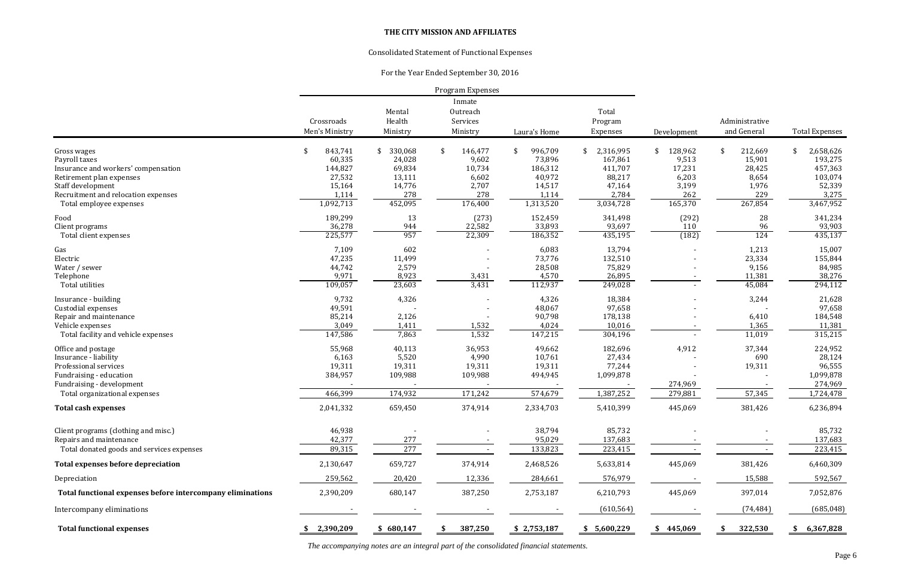# THE CITY MISSION AND AFFILIATES

## Consolidated Statement of Functional Expenses

### For the Year Ended September 30, 2016

| | Program Expenses | | | | | | | |
|---|---|---|---|---|---|---|---|---|
| | Crossroads Men's Ministry | Mental Health Ministry | Inmate Outreach Services Ministry | Laura's Home | Total Program Expenses | Development | Administrative and General | Total Expenses |
| Gross wages | $ 843,741 | $ 330,068 | $ 146,477 | $ 996,709 | $ 2,316,995 | $ 128,962 | $ 212,669 | $ 2,658,626 |
| Payroll taxes | 60,335 | 24,028 | 9,602 | 73,896 | 167,861 | 9,513 | 15,901 | 193,275 |
| Insurance and workers' compensation | 144,827 | 69,834 | 10,734 | 186,312 | 411,707 | 17,231 | 28,425 | 457,363 |
| Retirement plan expenses | 27,532 | 13,111 | 6,602 | 40,972 | 88,217 | 6,203 | 8,654 | 103,074 |
| Staff development | 15,164 | 14,776 | 2,707 | 14,517 | 47,164 | 3,199 | 1,976 | 52,339 |
| Recruitment and relocation expenses | 1,114 | 278 | 278 | 1,114 | 2,784 | 262 | 229 | 3,275 |
| Total employee expenses | 1,092,713 | 452,095 | 176,400 | 1,313,520 | 3,034,728 | 165,370 | 267,854 | 3,467,952 |
| Food | 189,299 | 13 | (273) | 152,459 | 341,498 | (292) | 28 | 341,234 |
| Client programs | 36,278 | 944 | 22,582 | 33,893 | 93,697 | 110 | 96 | 93,903 |
| Total client expenses | 225,577 | 957 | 22,309 | 186,352 | 435,195 | (182) | 124 | 435,137 |
| Gas | 7,109 | 602 | - | 6,083 | 13,794 | - | 1,213 | 15,007 |
| Electric | 47,235 | 11,499 | - | 73,776 | 132,510 | - | 23,334 | 155,844 |
| Water / sewer | 44,742 | 2,579 | - | 28,508 | 75,829 | - | 9,156 | 84,985 |
| Telephone | 9,971 | 8,923 | 3,431 | 4,570 | 26,895 | - | 11,381 | 38,276 |
| Total utilities | 109,057 | 23,603 | 3,431 | 112,937 | 249,028 | - | 45,084 | 294,112 |
| Insurance - building | 9,732 | 4,326 | - | 4,326 | 18,384 | - | 3,244 | 21,628 |
| Custodial expenses | 49,591 | - | - | 48,067 | 97,658 | - | - | 97,658 |
| Repair and maintenance | 85,214 | 2,126 | - | 90,798 | 178,138 | - | 6,410 | 184,548 |
| Vehicle expenses | 3,049 | 1,411 | 1,532 | 4,024 | 10,016 | - | 1,365 | 11,381 |
| Total facility and vehicle expenses | 147,586 | 7,863 | 1,532 | 147,215 | 304,196 | - | 11,019 | 315,215 |
| Office and postage | 55,968 | 40,113 | 36,953 | 49,662 | 182,696 | 4,912 | 37,344 | 224,952 |
| Insurance - liability | 6,163 | 5,520 | 4,990 | 10,761 | 27,434 | - | 690 | 28,124 |
| Professional services | 19,311 | 19,311 | 19,311 | 19,311 | 77,244 | - | 19,311 | 96,555 |
| Fundraising - education | 384,957 | 109,988 | 109,988 | 494,945 | 1,099,878 | - | - | 1,099,878 |
| Fundraising - development | - | - | - | - | - | 274,969 | - | 274,969 |
| Total organizational expenses | 466,399 | 174,932 | 171,242 | 574,679 | 1,387,252 | 279,881 | 57,345 | 1,724,478 |
| **Total cash expenses** | 2,041,332 | 659,450 | 374,914 | 2,334,703 | 5,410,399 | 445,069 | 381,426 | 6,236,894 |
| Client programs (clothing and misc.) | 46,938 | - | - | 38,794 | 85,732 | - | - | 85,732 |
| Repairs and maintenance | 42,377 | 277 | - | 95,029 | 137,683 | - | - | 137,683 |
| Total donated goods and services expenses | 89,315 | 277 | - | 133,823 | 223,415 | - | - | 223,415 |
| **Total expenses before depreciation** | 2,130,647 | 659,727 | 374,914 | 2,468,526 | 5,633,814 | 445,069 | 381,426 | 6,460,309 |
| Depreciation | 259,562 | 20,420 | 12,336 | 284,661 | 576,979 | - | 15,588 | 592,567 |
| **Total functional expenses before intercompany eliminations** | 2,390,209 | 680,147 | 387,250 | 2,753,187 | 6,210,793 | 445,069 | 397,014 | 7,052,876 |
| Intercompany eliminations | - | - | - | - | (610,564) | - | (74,484) | (685,048) |
| **Total functional expenses** | $ 2,390,209 | $ 680,147 | $ 387,250 | $ 2,753,187 | $ 5,600,229 | $ 445,069 | $ 322,530 | $ 6,367,828 |

*The accompanying notes are an integral part of the consolidated financial statements.*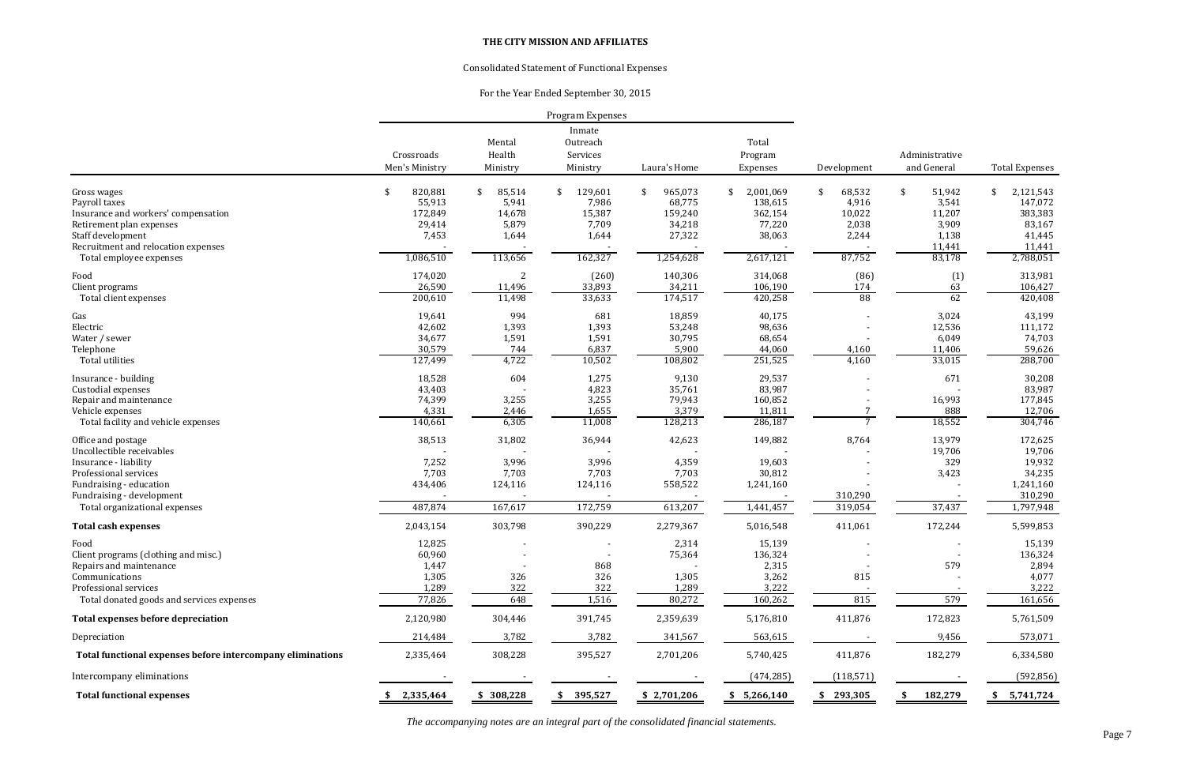**THE CITY MISSION AND AFFILIATES**

Consolidated Statement of Functional Expenses

For the Year Ended September 30, 2015

| | Program Expenses | | | | | | | |
|---|---|---|---|---|---|---|---|---|
| | Crossroads Men's Ministry | Mental Health Ministry | Inmate Outreach Services Ministry | Laura's Home | Total Program Expenses | Development | Administrative and General | Total Expenses |
| Gross wages | $ 820,881 | $ 85,514 | $ 129,601 | $ 965,073 | $ 2,001,069 | $ 68,532 | $ 51,942 | $ 2,121,543 |
| Payroll taxes | 55,913 | 5,941 | 7,986 | 68,775 | 138,615 | 4,916 | 3,541 | 147,072 |
| Insurance and workers' compensation | 172,849 | 14,678 | 15,387 | 159,240 | 362,154 | 10,022 | 11,207 | 383,383 |
| Retirement plan expenses | 29,414 | 5,879 | 7,709 | 34,218 | 77,220 | 2,038 | 3,909 | 83,167 |
| Staff development | 7,453 | 1,644 | 1,644 | 27,322 | 38,063 | 2,244 | 1,138 | 41,445 |
| Recruitment and relocation expenses | - | - | - | - | - | - | 11,441 | 11,441 |
| Total employee expenses | 1,086,510 | 113,656 | 162,327 | 1,254,628 | 2,617,121 | 87,752 | 83,178 | 2,788,051 |
| Food | 174,020 | 2 | (260) | 140,306 | 314,068 | (86) | (1) | 313,981 |
| Client programs | 26,590 | 11,496 | 33,893 | 34,211 | 106,190 | 174 | 63 | 106,427 |
| Total client expenses | 200,610 | 11,498 | 33,633 | 174,517 | 420,258 | 88 | 62 | 420,408 |
| Gas | 19,641 | 994 | 681 | 18,859 | 40,175 | - | 3,024 | 43,199 |
| Electric | 42,602 | 1,393 | 1,393 | 53,248 | 98,636 | - | 12,536 | 111,172 |
| Water / sewer | 34,677 | 1,591 | 1,591 | 30,795 | 68,654 | - | 6,049 | 74,703 |
| Telephone | 30,579 | 744 | 6,837 | 5,900 | 44,060 | 4,160 | 11,406 | 59,626 |
| Total utilities | 127,499 | 4,722 | 10,502 | 108,802 | 251,525 | 4,160 | 33,015 | 288,700 |
| Insurance - building | 18,528 | 604 | 1,275 | 9,130 | 29,537 | - | 671 | 30,208 |
| Custodial expenses | 43,403 | - | 4,823 | 35,761 | 83,987 | - | - | 83,987 |
| Repair and maintenance | 74,399 | 3,255 | 3,255 | 79,943 | 160,852 | - | 16,993 | 177,845 |
| Vehicle expenses | 4,331 | 2,446 | 1,655 | 3,379 | 11,811 | 7 | 888 | 12,706 |
| Total facility and vehicle expenses | 140,661 | 6,305 | 11,008 | 128,213 | 286,187 | 7 | 18,552 | 304,746 |
| Office and postage | 38,513 | 31,802 | 36,944 | 42,623 | 149,882 | 8,764 | 13,979 | 172,625 |
| Uncollectible receivables | - | - | - | - | - | - | 19,706 | 19,706 |
| Insurance - liability | 7,252 | 3,996 | 3,996 | 4,359 | 19,603 | - | 329 | 19,932 |
| Professional services | 7,703 | 7,703 | 7,703 | 7,703 | 30,812 | - | 3,423 | 34,235 |
| Fundraising - education | 434,406 | 124,116 | 124,116 | 558,522 | 1,241,160 | - | - | 1,241,160 |
| Fundraising - development | - | - | - | - | - | 310,290 | - | 310,290 |
| Total organizational expenses | 487,874 | 167,617 | 172,759 | 613,207 | 1,441,457 | 319,054 | 37,437 | 1,797,948 |
| **Total cash expenses** | 2,043,154 | 303,798 | 390,229 | 2,279,367 | 5,016,548 | 411,061 | 172,244 | 5,599,853 |
| Food | 12,825 | - | - | 2,314 | 15,139 | - | - | 15,139 |
| Client programs (clothing and misc.) | 60,960 | - | - | 75,364 | 136,324 | - | - | 136,324 |
| Repairs and maintenance | 1,447 | - | 868 | - | 2,315 | - | 579 | 2,894 |
| Communications | 1,305 | 326 | 326 | 1,305 | 3,262 | 815 | - | 4,077 |
| Professional services | 1,289 | 322 | 322 | 1,289 | 3,222 | - | - | 3,222 |
| Total donated goods and services expenses | 77,826 | 648 | 1,516 | 80,272 | 160,262 | 815 | 579 | 161,656 |
| **Total expenses before depreciation** | 2,120,980 | 304,446 | 391,745 | 2,359,639 | 5,176,810 | 411,876 | 172,823 | 5,761,509 |
| Depreciation | 214,484 | 3,782 | 3,782 | 341,567 | 563,615 | - | 9,456 | 573,071 |
| **Total functional expenses before intercompany eliminations** | 2,335,464 | 308,228 | 395,527 | 2,701,206 | 5,740,425 | 411,876 | 182,279 | 6,334,580 |
| Intercompany eliminations | - | - | - | - | (474,285) | (118,571) | - | (592,856) |
| **Total functional expenses** | **$ 2,335,464** | **$ 308,228** | **$ 395,527** | **$ 2,701,206** | **$ 5,266,140** | **$ 293,305** | **$ 182,279** | **$ 5,741,724** |

*The accompanying notes are an integral part of the consolidated financial statements.*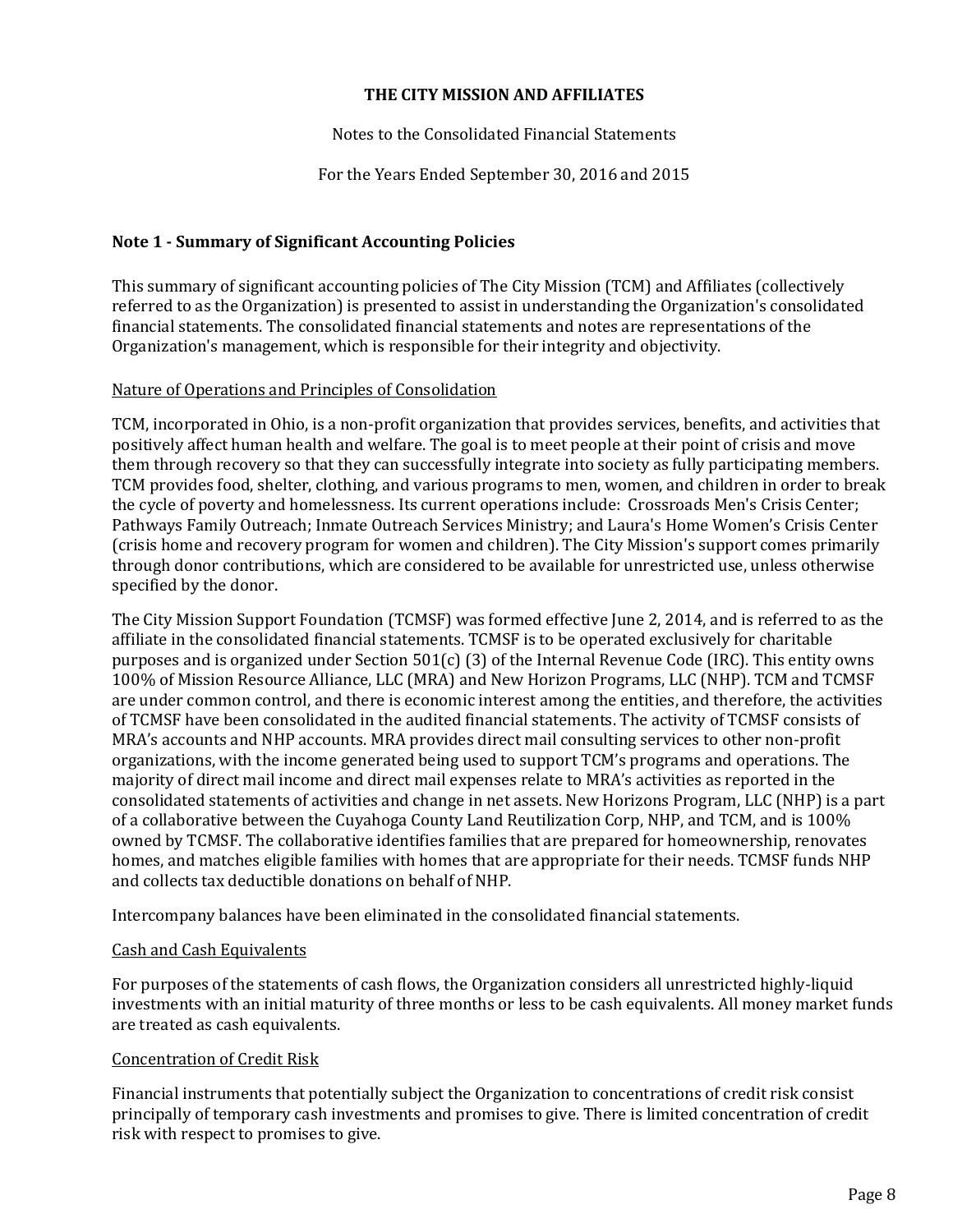# THE CITY MISSION AND AFFILIATES

Notes to the Consolidated Financial Statements

For the Years Ended September 30, 2016 and 2015

## Note 1 - Summary of Significant Accounting Policies

This summary of significant accounting policies of The City Mission (TCM) and Affiliates (collectively referred to as the Organization) is presented to assist in understanding the Organization's consolidated financial statements. The consolidated financial statements and notes are representations of the Organization's management, which is responsible for their integrity and objectivity.

### Nature of Operations and Principles of Consolidation

TCM, incorporated in Ohio, is a non-profit organization that provides services, benefits, and activities that positively affect human health and welfare. The goal is to meet people at their point of crisis and move them through recovery so that they can successfully integrate into society as fully participating members. TCM provides food, shelter, clothing, and various programs to men, women, and children in order to break the cycle of poverty and homelessness. Its current operations include: Crossroads Men's Crisis Center; Pathways Family Outreach; Inmate Outreach Services Ministry; and Laura's Home Women's Crisis Center (crisis home and recovery program for women and children). The City Mission's support comes primarily through donor contributions, which are considered to be available for unrestricted use, unless otherwise specified by the donor.

The City Mission Support Foundation (TCMSF) was formed effective June 2, 2014, and is referred to as the affiliate in the consolidated financial statements. TCMSF is to be operated exclusively for charitable purposes and is organized under Section 501(c) (3) of the Internal Revenue Code (IRC). This entity owns 100% of Mission Resource Alliance, LLC (MRA) and New Horizon Programs, LLC (NHP). TCM and TCMSF are under common control, and there is economic interest among the entities, and therefore, the activities of TCMSF have been consolidated in the audited financial statements. The activity of TCMSF consists of MRA's accounts and NHP accounts. MRA provides direct mail consulting services to other non-profit organizations, with the income generated being used to support TCM's programs and operations. The majority of direct mail income and direct mail expenses relate to MRA's activities as reported in the consolidated statements of activities and change in net assets. New Horizons Program, LLC (NHP) is a part of a collaborative between the Cuyahoga County Land Reutilization Corp, NHP, and TCM, and is 100% owned by TCMSF. The collaborative identifies families that are prepared for homeownership, renovates homes, and matches eligible families with homes that are appropriate for their needs. TCMSF funds NHP and collects tax deductible donations on behalf of NHP.

Intercompany balances have been eliminated in the consolidated financial statements.

### Cash and Cash Equivalents

For purposes of the statements of cash flows, the Organization considers all unrestricted highly-liquid investments with an initial maturity of three months or less to be cash equivalents. All money market funds are treated as cash equivalents.

### Concentration of Credit Risk

Financial instruments that potentially subject the Organization to concentrations of credit risk consist principally of temporary cash investments and promises to give. There is limited concentration of credit risk with respect to promises to give.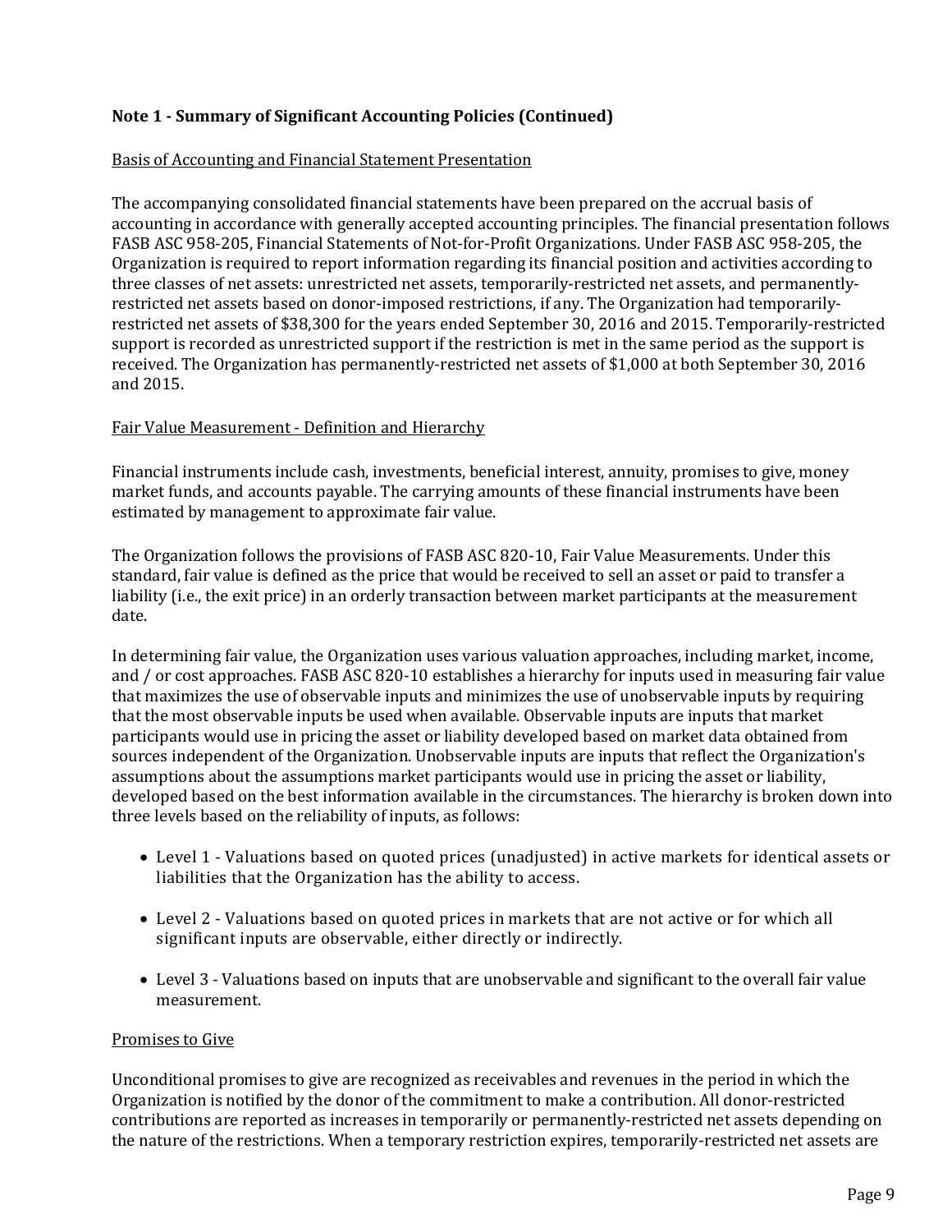**Note 1 - Summary of Significant Accounting Policies (Continued)**

Basis of Accounting and Financial Statement Presentation

The accompanying consolidated financial statements have been prepared on the accrual basis of accounting in accordance with generally accepted accounting principles. The financial presentation follows FASB ASC 958-205, Financial Statements of Not-for-Profit Organizations. Under FASB ASC 958-205, the Organization is required to report information regarding its financial position and activities according to three classes of net assets: unrestricted net assets, temporarily-restricted net assets, and permanently-restricted net assets based on donor-imposed restrictions, if any. The Organization had temporarily-restricted net assets of $38,300 for the years ended September 30, 2016 and 2015. Temporarily-restricted support is recorded as unrestricted support if the restriction is met in the same period as the support is received. The Organization has permanently-restricted net assets of $1,000 at both September 30, 2016 and 2015.

Fair Value Measurement - Definition and Hierarchy

Financial instruments include cash, investments, beneficial interest, annuity, promises to give, money market funds, and accounts payable. The carrying amounts of these financial instruments have been estimated by management to approximate fair value.

The Organization follows the provisions of FASB ASC 820-10, Fair Value Measurements. Under this standard, fair value is defined as the price that would be received to sell an asset or paid to transfer a liability (i.e., the exit price) in an orderly transaction between market participants at the measurement date.

In determining fair value, the Organization uses various valuation approaches, including market, income, and / or cost approaches. FASB ASC 820-10 establishes a hierarchy for inputs used in measuring fair value that maximizes the use of observable inputs and minimizes the use of unobservable inputs by requiring that the most observable inputs be used when available. Observable inputs are inputs that market participants would use in pricing the asset or liability developed based on market data obtained from sources independent of the Organization. Unobservable inputs are inputs that reflect the Organization's assumptions about the assumptions market participants would use in pricing the asset or liability, developed based on the best information available in the circumstances. The hierarchy is broken down into three levels based on the reliability of inputs, as follows:

- Level 1 - Valuations based on quoted prices (unadjusted) in active markets for identical assets or liabilities that the Organization has the ability to access.
- Level 2 - Valuations based on quoted prices in markets that are not active or for which all significant inputs are observable, either directly or indirectly.
- Level 3 - Valuations based on inputs that are unobservable and significant to the overall fair value measurement.

Promises to Give

Unconditional promises to give are recognized as receivables and revenues in the period in which the Organization is notified by the donor of the commitment to make a contribution. All donor-restricted contributions are reported as increases in temporarily or permanently-restricted net assets depending on the nature of the restrictions. When a temporary restriction expires, temporarily-restricted net assets are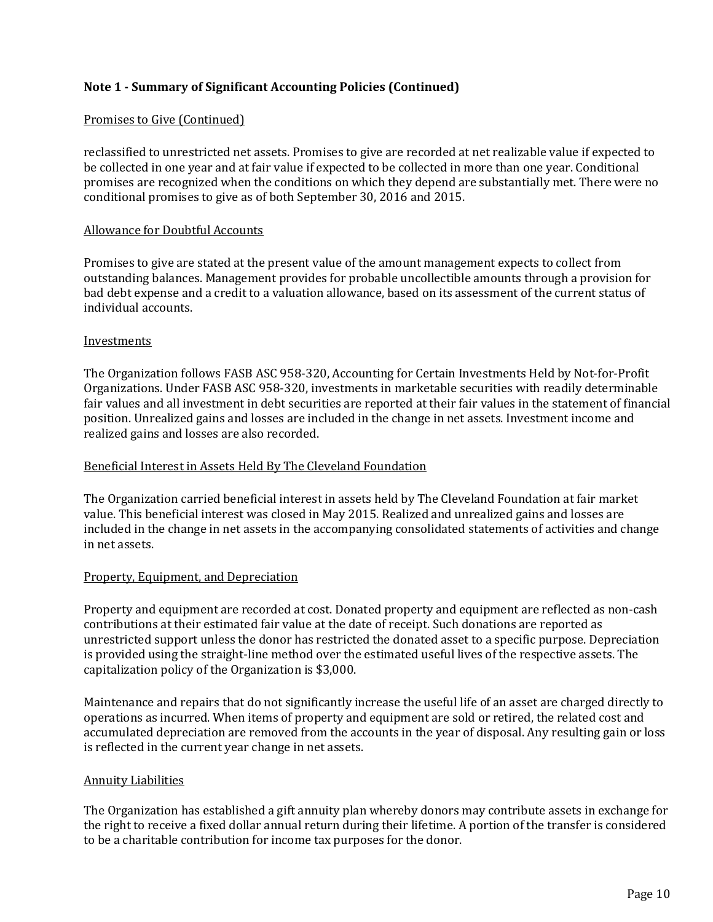**Note 1 - Summary of Significant Accounting Policies (Continued)**

Promises to Give (Continued)

reclassified to unrestricted net assets. Promises to give are recorded at net realizable value if expected to be collected in one year and at fair value if expected to be collected in more than one year. Conditional promises are recognized when the conditions on which they depend are substantially met. There were no conditional promises to give as of both September 30, 2016 and 2015.

Allowance for Doubtful Accounts

Promises to give are stated at the present value of the amount management expects to collect from outstanding balances. Management provides for probable uncollectible amounts through a provision for bad debt expense and a credit to a valuation allowance, based on its assessment of the current status of individual accounts.

Investments

The Organization follows FASB ASC 958-320, Accounting for Certain Investments Held by Not-for-Profit Organizations. Under FASB ASC 958-320, investments in marketable securities with readily determinable fair values and all investment in debt securities are reported at their fair values in the statement of financial position. Unrealized gains and losses are included in the change in net assets. Investment income and realized gains and losses are also recorded.

Beneficial Interest in Assets Held By The Cleveland Foundation

The Organization carried beneficial interest in assets held by The Cleveland Foundation at fair market value. This beneficial interest was closed in May 2015. Realized and unrealized gains and losses are included in the change in net assets in the accompanying consolidated statements of activities and change in net assets.

Property, Equipment, and Depreciation

Property and equipment are recorded at cost. Donated property and equipment are reflected as non-cash contributions at their estimated fair value at the date of receipt. Such donations are reported as unrestricted support unless the donor has restricted the donated asset to a specific purpose. Depreciation is provided using the straight-line method over the estimated useful lives of the respective assets. The capitalization policy of the Organization is $3,000.

Maintenance and repairs that do not significantly increase the useful life of an asset are charged directly to operations as incurred. When items of property and equipment are sold or retired, the related cost and accumulated depreciation are removed from the accounts in the year of disposal. Any resulting gain or loss is reflected in the current year change in net assets.

Annuity Liabilities

The Organization has established a gift annuity plan whereby donors may contribute assets in exchange for the right to receive a fixed dollar annual return during their lifetime. A portion of the transfer is considered to be a charitable contribution for income tax purposes for the donor.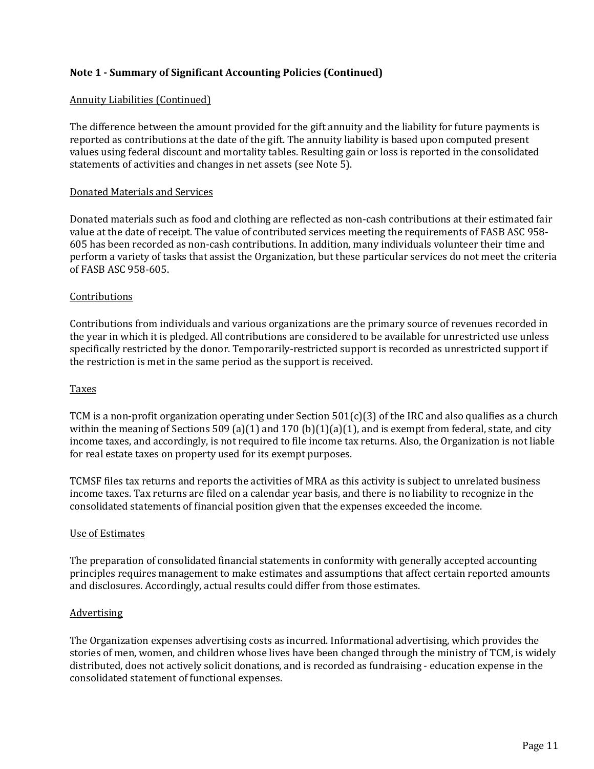**Note 1 - Summary of Significant Accounting Policies (Continued)**

Annuity Liabilities (Continued)

The difference between the amount provided for the gift annuity and the liability for future payments is reported as contributions at the date of the gift. The annuity liability is based upon computed present values using federal discount and mortality tables. Resulting gain or loss is reported in the consolidated statements of activities and changes in net assets (see Note 5).

Donated Materials and Services

Donated materials such as food and clothing are reflected as non-cash contributions at their estimated fair value at the date of receipt. The value of contributed services meeting the requirements of FASB ASC 958-605 has been recorded as non-cash contributions. In addition, many individuals volunteer their time and perform a variety of tasks that assist the Organization, but these particular services do not meet the criteria of FASB ASC 958-605.

Contributions

Contributions from individuals and various organizations are the primary source of revenues recorded in the year in which it is pledged. All contributions are considered to be available for unrestricted use unless specifically restricted by the donor. Temporarily-restricted support is recorded as unrestricted support if the restriction is met in the same period as the support is received.

Taxes

TCM is a non-profit organization operating under Section 501(c)(3) of the IRC and also qualifies as a church within the meaning of Sections 509 (a)(1) and 170 (b)(1)(a)(1), and is exempt from federal, state, and city income taxes, and accordingly, is not required to file income tax returns. Also, the Organization is not liable for real estate taxes on property used for its exempt purposes.

TCMSF files tax returns and reports the activities of MRA as this activity is subject to unrelated business income taxes. Tax returns are filed on a calendar year basis, and there is no liability to recognize in the consolidated statements of financial position given that the expenses exceeded the income.

Use of Estimates

The preparation of consolidated financial statements in conformity with generally accepted accounting principles requires management to make estimates and assumptions that affect certain reported amounts and disclosures. Accordingly, actual results could differ from those estimates.

Advertising

The Organization expenses advertising costs as incurred. Informational advertising, which provides the stories of men, women, and children whose lives have been changed through the ministry of TCM, is widely distributed, does not actively solicit donations, and is recorded as fundraising - education expense in the consolidated statement of functional expenses.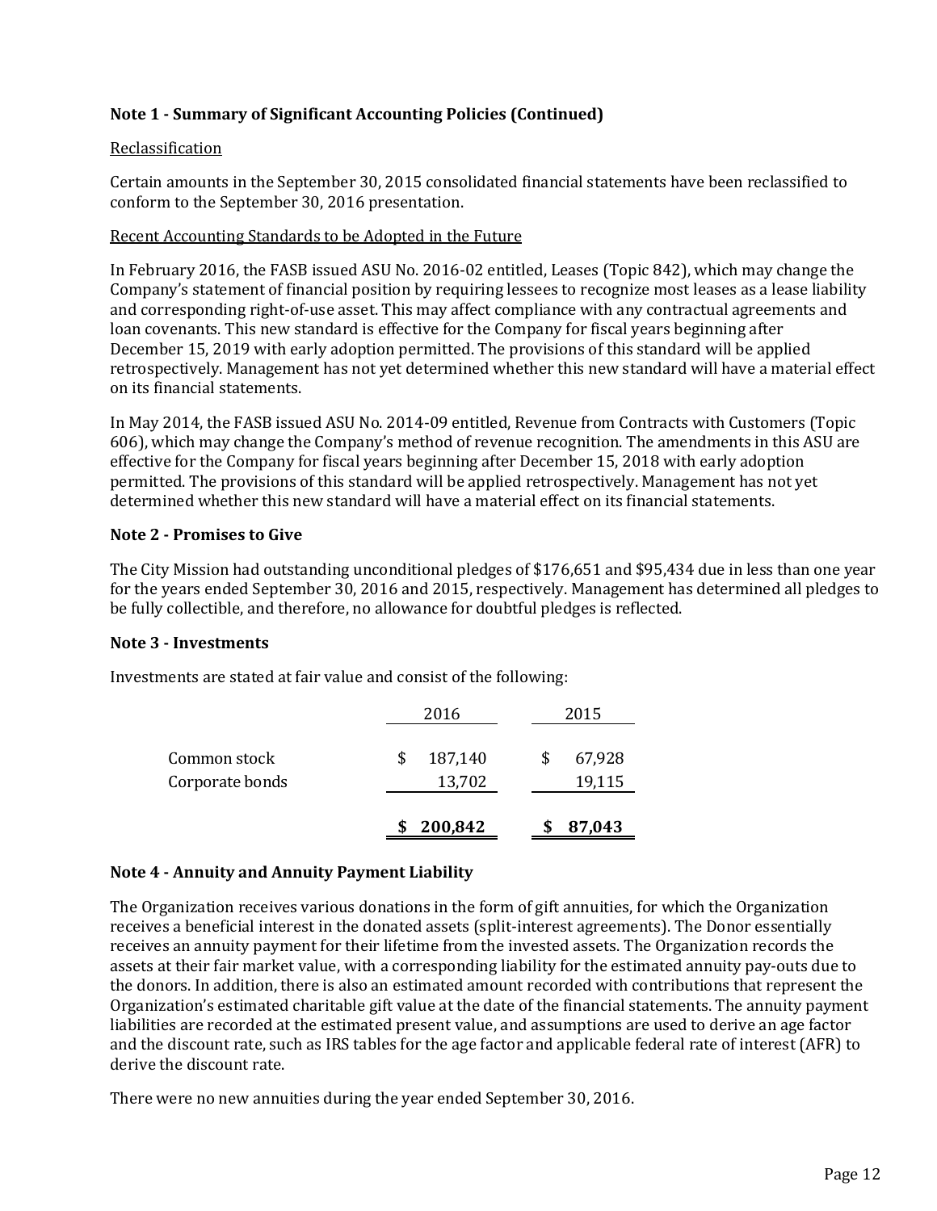## Note 1 - Summary of Significant Accounting Policies (Continued)

Reclassification

Certain amounts in the September 30, 2015 consolidated financial statements have been reclassified to conform to the September 30, 2016 presentation.

Recent Accounting Standards to be Adopted in the Future

In February 2016, the FASB issued ASU No. 2016-02 entitled, Leases (Topic 842), which may change the Company's statement of financial position by requiring lessees to recognize most leases as a lease liability and corresponding right-of-use asset. This may affect compliance with any contractual agreements and loan covenants. This new standard is effective for the Company for fiscal years beginning after December 15, 2019 with early adoption permitted. The provisions of this standard will be applied retrospectively. Management has not yet determined whether this new standard will have a material effect on its financial statements.

In May 2014, the FASB issued ASU No. 2014-09 entitled, Revenue from Contracts with Customers (Topic 606), which may change the Company's method of revenue recognition. The amendments in this ASU are effective for the Company for fiscal years beginning after December 15, 2018 with early adoption permitted. The provisions of this standard will be applied retrospectively. Management has not yet determined whether this new standard will have a material effect on its financial statements.

## Note 2 - Promises to Give

The City Mission had outstanding unconditional pledges of $176,651 and $95,434 due in less than one year for the years ended September 30, 2016 and 2015, respectively. Management has determined all pledges to be fully collectible, and therefore, no allowance for doubtful pledges is reflected.

## Note 3 - Investments

Investments are stated at fair value and consist of the following:

| | 2016 | 2015 |
|---|---|---|
| Common stock | $ 187,140 | $ 67,928 |
| Corporate bonds | 13,702 | 19,115 |
| | **$ 200,842** | **$ 87,043** |

## Note 4 - Annuity and Annuity Payment Liability

The Organization receives various donations in the form of gift annuities, for which the Organization receives a beneficial interest in the donated assets (split-interest agreements). The Donor essentially receives an annuity payment for their lifetime from the invested assets. The Organization records the assets at their fair market value, with a corresponding liability for the estimated annuity pay-outs due to the donors. In addition, there is also an estimated amount recorded with contributions that represent the Organization's estimated charitable gift value at the date of the financial statements. The annuity payment liabilities are recorded at the estimated present value, and assumptions are used to derive an age factor and the discount rate, such as IRS tables for the age factor and applicable federal rate of interest (AFR) to derive the discount rate.

There were no new annuities during the year ended September 30, 2016.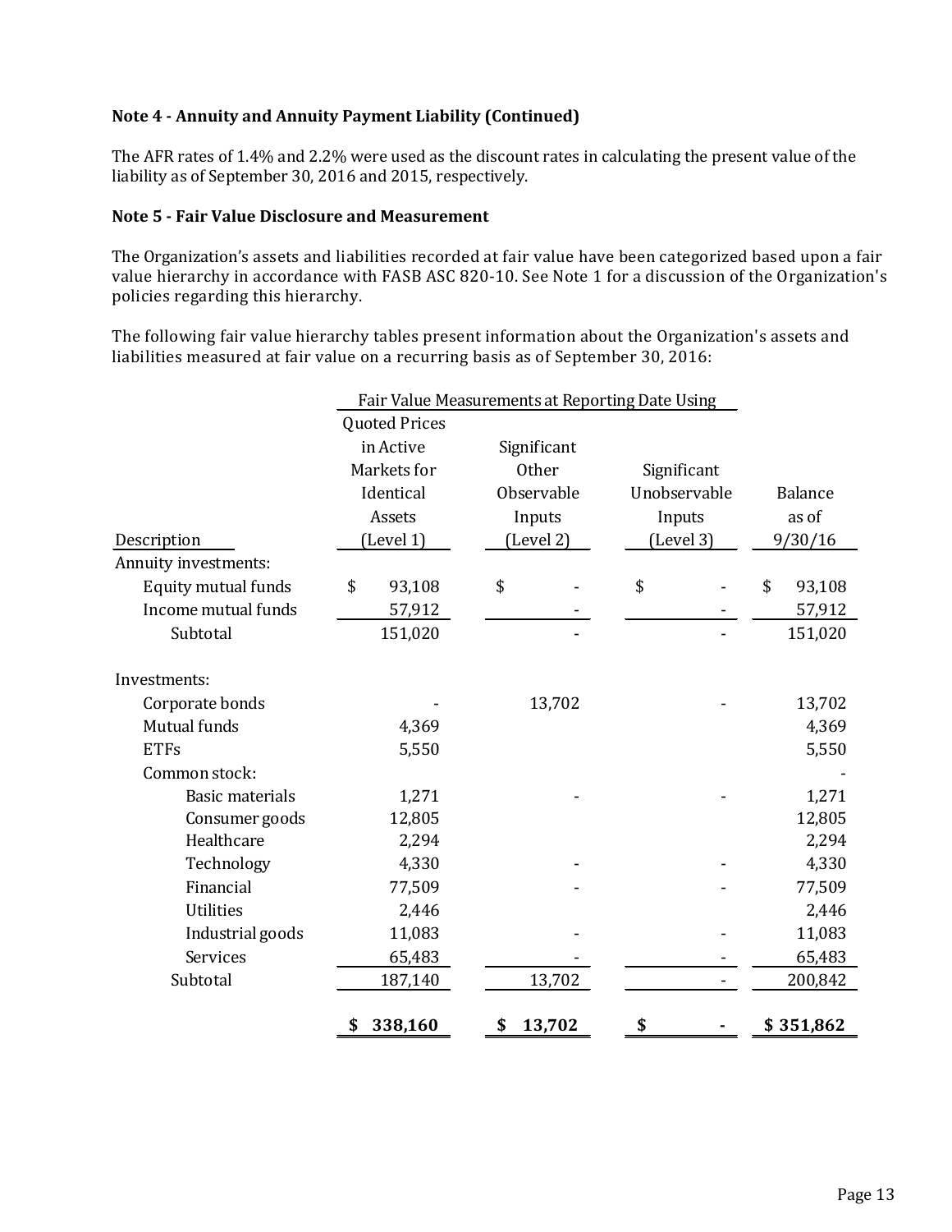**Note 4 - Annuity and Annuity Payment Liability (Continued)**

The AFR rates of 1.4% and 2.2% were used as the discount rates in calculating the present value of the liability as of September 30, 2016 and 2015, respectively.

**Note 5 - Fair Value Disclosure and Measurement**

The Organization's assets and liabilities recorded at fair value have been categorized based upon a fair value hierarchy in accordance with FASB ASC 820-10. See Note 1 for a discussion of the Organization's policies regarding this hierarchy.

The following fair value hierarchy tables present information about the Organization's assets and liabilities measured at fair value on a recurring basis as of September 30, 2016:

| | Fair Value Measurements at Reporting Date Using | | | |
|---|---|---|---|---|
| Description | Quoted Prices in Active Markets for Identical Assets (Level 1) | Significant Other Observable Inputs (Level 2) | Significant Unobservable Inputs (Level 3) | Balance as of 9/30/16 |
| Annuity investments: | | | | |
| Equity mutual funds | $ 93,108 | $ - | $ - | $ 93,108 |
| Income mutual funds | 57,912 | - | - | 57,912 |
| Subtotal | 151,020 | - | - | 151,020 |
| Investments: | | | | |
| Corporate bonds | - | 13,702 | - | 13,702 |
| Mutual funds | 4,369 | | | 4,369 |
| ETFs | 5,550 | | | 5,550 |
| Common stock: | | | | - |
| Basic materials | 1,271 | - | - | 1,271 |
| Consumer goods | 12,805 | | | 12,805 |
| Healthcare | 2,294 | | | 2,294 |
| Technology | 4,330 | - | - | 4,330 |
| Financial | 77,509 | - | - | 77,509 |
| Utilities | 2,446 | | | 2,446 |
| Industrial goods | 11,083 | - | - | 11,083 |
| Services | 65,483 | - | - | 65,483 |
| Subtotal | 187,140 | 13,702 | - | 200,842 |
| | **$ 338,160** | **$ 13,702** | **$ -** | **$ 351,862** |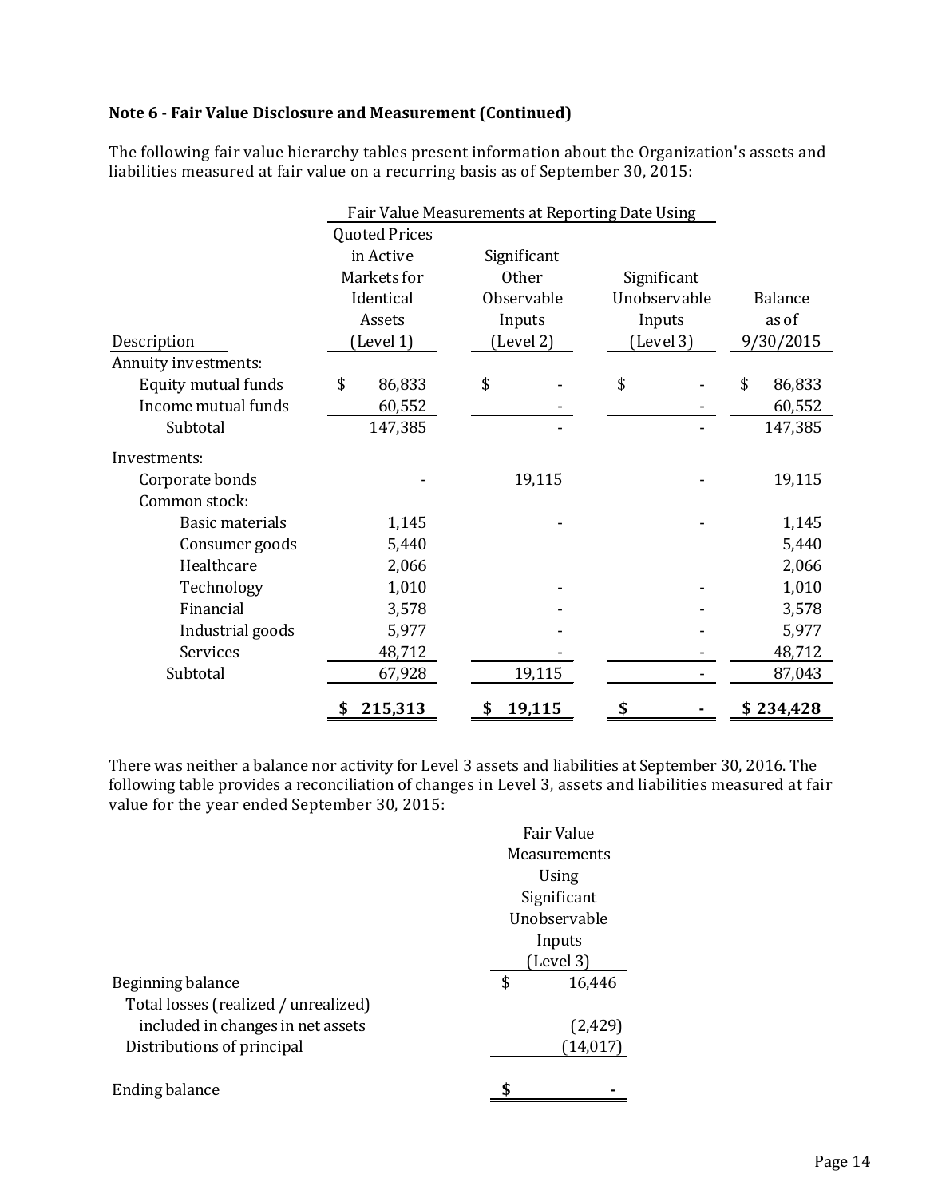**Note 6 - Fair Value Disclosure and Measurement (Continued)**

The following fair value hierarchy tables present information about the Organization's assets and liabilities measured at fair value on a recurring basis as of September 30, 2015:

| | Fair Value Measurements at Reporting Date Using | | | |
|---|---|---|---|---|
| Description | Quoted Prices in Active Markets for Identical Assets (Level 1) | Significant Other Observable Inputs (Level 2) | Significant Unobservable Inputs (Level 3) | Balance as of 9/30/2015 |
| Annuity investments: | | | | |
| Equity mutual funds | $ 86,833 | $ - | $ - | $ 86,833 |
| Income mutual funds | 60,552 | - | - | 60,552 |
| Subtotal | 147,385 | - | - | 147,385 |
| Investments: | | | | |
| Corporate bonds | - | 19,115 | - | 19,115 |
| Common stock: | | | | |
| Basic materials | 1,145 | - | - | 1,145 |
| Consumer goods | 5,440 | | | 5,440 |
| Healthcare | 2,066 | | | 2,066 |
| Technology | 1,010 | - | - | 1,010 |
| Financial | 3,578 | - | - | 3,578 |
| Industrial goods | 5,977 | - | - | 5,977 |
| Services | 48,712 | - | - | 48,712 |
| Subtotal | 67,928 | 19,115 | - | 87,043 |
| | **$ 215,313** | **$ 19,115** | **$ -** | **$ 234,428** |

There was neither a balance nor activity for Level 3 assets and liabilities at September 30, 2016. The following table provides a reconciliation of changes in Level 3, assets and liabilities measured at fair value for the year ended September 30, 2015:

| | Fair Value Measurements Using Significant Unobservable Inputs (Level 3) |
|---|---|
| Beginning balance | $ 16,446 |
| Total losses (realized / unrealized) included in changes in net assets | (2,429) |
| Distributions of principal | (14,017) |
| Ending balance | **$ -** |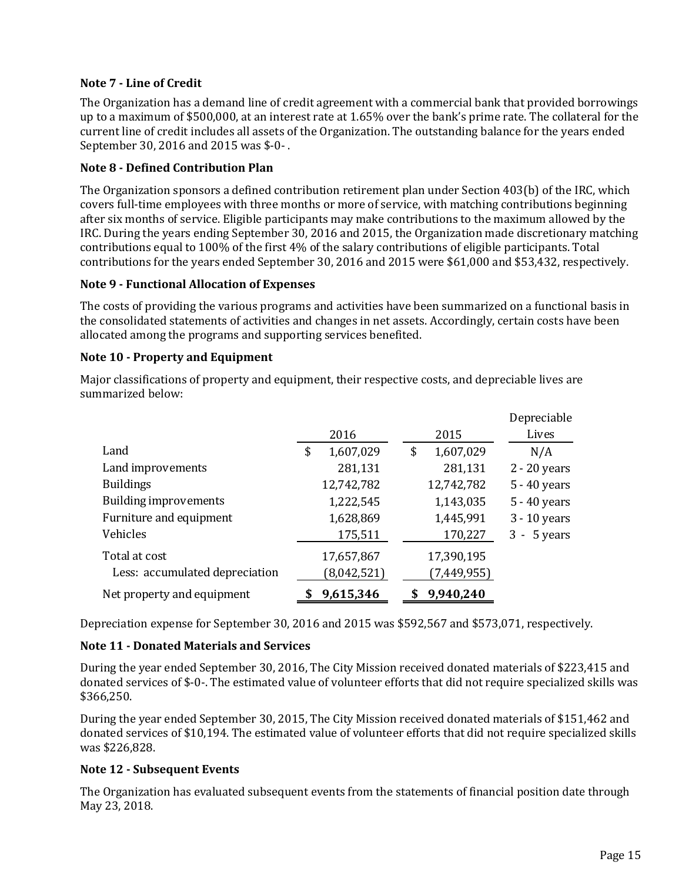**Note 7 - Line of Credit**

The Organization has a demand line of credit agreement with a commercial bank that provided borrowings up to a maximum of $500,000, at an interest rate at 1.65% over the bank's prime rate. The collateral for the current line of credit includes all assets of the Organization. The outstanding balance for the years ended September 30, 2016 and 2015 was $-0- .

**Note 8 - Defined Contribution Plan**

The Organization sponsors a defined contribution retirement plan under Section 403(b) of the IRC, which covers full-time employees with three months or more of service, with matching contributions beginning after six months of service. Eligible participants may make contributions to the maximum allowed by the IRC. During the years ending September 30, 2016 and 2015, the Organization made discretionary matching contributions equal to 100% of the first 4% of the salary contributions of eligible participants. Total contributions for the years ended September 30, 2016 and 2015 were $61,000 and $53,432, respectively.

**Note 9 - Functional Allocation of Expenses**

The costs of providing the various programs and activities have been summarized on a functional basis in the consolidated statements of activities and changes in net assets. Accordingly, certain costs have been allocated among the programs and supporting services benefited.

**Note 10 - Property and Equipment**

Major classifications of property and equipment, their respective costs, and depreciable lives are summarized below:

| | 2016 | 2015 | Depreciable Lives |
|---|---|---|---|
| Land | $ 1,607,029 | $ 1,607,029 | N/A |
| Land improvements | 281,131 | 281,131 | 2 - 20 years |
| Buildings | 12,742,782 | 12,742,782 | 5 - 40 years |
| Building improvements | 1,222,545 | 1,143,035 | 5 - 40 years |
| Furniture and equipment | 1,628,869 | 1,445,991 | 3 - 10 years |
| Vehicles | 175,511 | 170,227 | 3 - 5 years |
| Total at cost | 17,657,867 | 17,390,195 | |
| Less: accumulated depreciation | (8,042,521) | (7,449,955) | |
| Net property and equipment | **$ 9,615,346** | **$ 9,940,240** | |

Depreciation expense for September 30, 2016 and 2015 was $592,567 and $573,071, respectively.

**Note 11 - Donated Materials and Services**

During the year ended September 30, 2016, The City Mission received donated materials of $223,415 and donated services of $-0-. The estimated value of volunteer efforts that did not require specialized skills was $366,250.

During the year ended September 30, 2015, The City Mission received donated materials of $151,462 and donated services of $10,194. The estimated value of volunteer efforts that did not require specialized skills was $226,828.

**Note 12 - Subsequent Events**

The Organization has evaluated subsequent events from the statements of financial position date through May 23, 2018.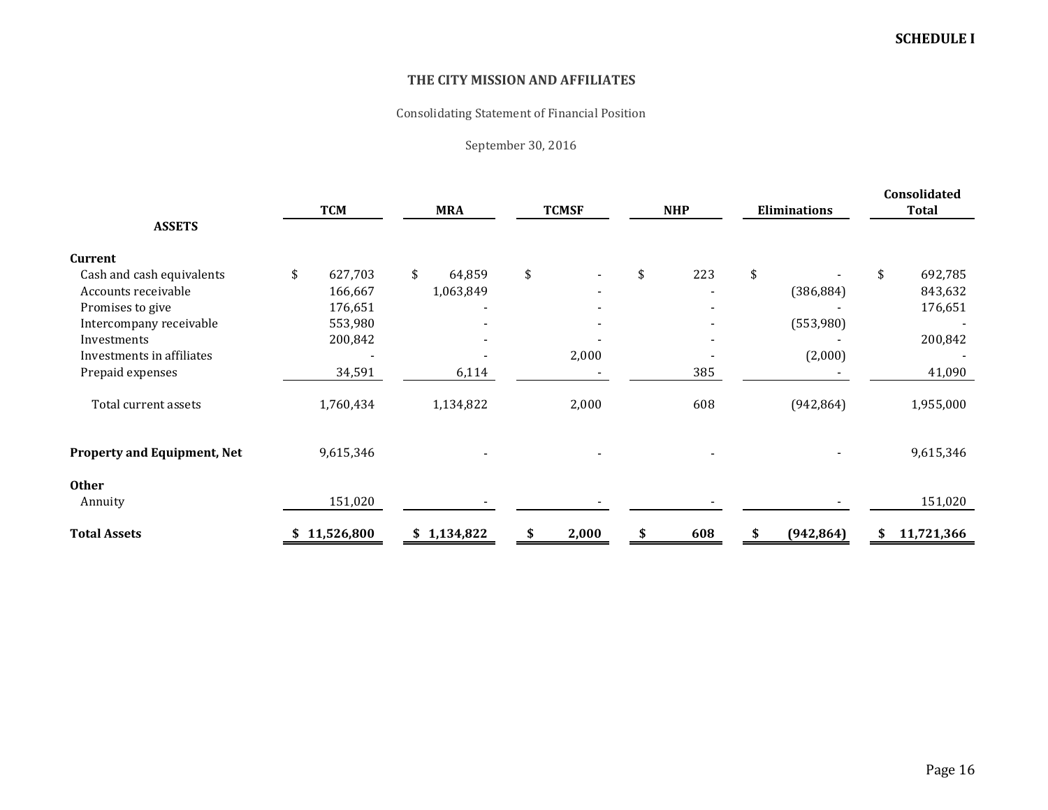**SCHEDULE I**

## THE CITY MISSION AND AFFILIATES

Consolidating Statement of Financial Position

September 30, 2016

| ASSETS | TCM | MRA | TCMSF | NHP | Eliminations | Consolidated Total |
|---|---|---|---|---|---|---|
| **Current** | | | | | | |
| Cash and cash equivalents | $ 627,703 | $ 64,859 | $ - | $ 223 | $ - | $ 692,785 |
| Accounts receivable | 166,667 | 1,063,849 | - | - | (386,884) | 843,632 |
| Promises to give | 176,651 | - | - | - | - | 176,651 |
| Intercompany receivable | 553,980 | - | - | - | (553,980) | - |
| Investments | 200,842 | - | - | - | - | 200,842 |
| Investments in affiliates | - | - | 2,000 | - | (2,000) | - |
| Prepaid expenses | 34,591 | 6,114 | - | 385 | - | 41,090 |
| Total current assets | 1,760,434 | 1,134,822 | 2,000 | 608 | (942,864) | 1,955,000 |
| **Property and Equipment, Net** | 9,615,346 | - | - | - | - | 9,615,346 |
| **Other** | | | | | | |
| Annuity | 151,020 | - | - | - | - | 151,020 |
| **Total Assets** | **$ 11,526,800** | **$ 1,134,822** | **$ 2,000** | **$ 608** | **$ (942,864)** | **$ 11,721,366** |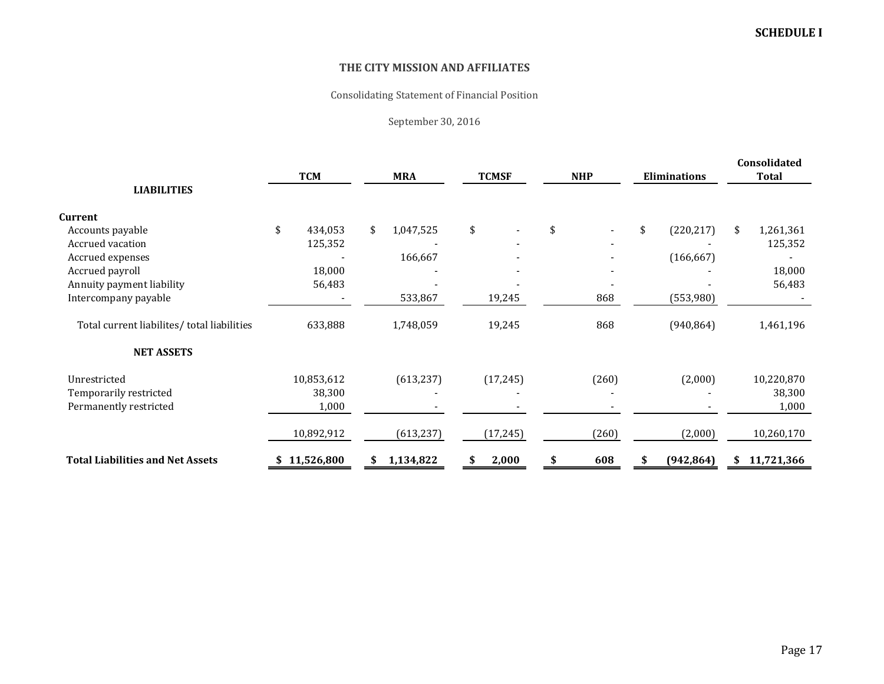**SCHEDULE I**

# THE CITY MISSION AND AFFILIATES

Consolidating Statement of Financial Position

September 30, 2016

| | TCM | MRA | TCMSF | NHP | Eliminations | Consolidated Total |
|---|---|---|---|---|---|---|
| **LIABILITIES** | | | | | | |
| **Current** | | | | | | |
| Accounts payable | $ 434,053 | $ 1,047,525 | $ - | $ - | $ (220,217) | $ 1,261,361 |
| Accrued vacation | 125,352 | - | - | - | - | 125,352 |
| Accrued expenses | - | 166,667 | - | - | (166,667) | - |
| Accrued payroll | 18,000 | - | - | - | - | 18,000 |
| Annuity payment liability | 56,483 | - | - | - | - | 56,483 |
| Intercompany payable | - | 533,867 | 19,245 | 868 | (553,980) | - |
| Total current liabilites/ total liabilities | 633,888 | 1,748,059 | 19,245 | 868 | (940,864) | 1,461,196 |
| **NET ASSETS** | | | | | | |
| Unrestricted | 10,853,612 | (613,237) | (17,245) | (260) | (2,000) | 10,220,870 |
| Temporarily restricted | 38,300 | - | - | - | - | 38,300 |
| Permanently restricted | 1,000 | - | - | - | - | 1,000 |
| | 10,892,912 | (613,237) | (17,245) | (260) | (2,000) | 10,260,170 |
| **Total Liabilities and Net Assets** | **$ 11,526,800** | **$ 1,134,822** | **$ 2,000** | **$ 608** | **$ (942,864)** | **$ 11,721,366** |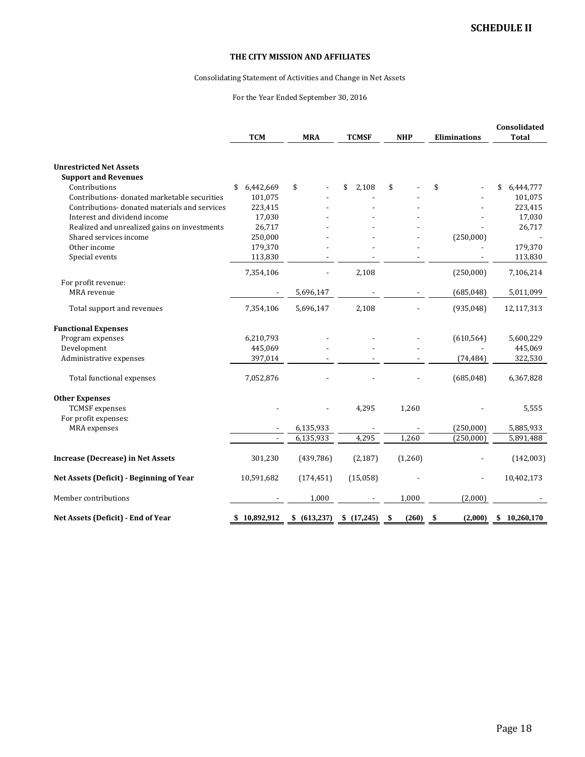**SCHEDULE II**

**THE CITY MISSION AND AFFILIATES**

Consolidating Statement of Activities and Change in Net Assets

For the Year Ended September 30, 2016

| | TCM | MRA | TCMSF | NHP | Eliminations | Consolidated Total |
|---|---|---|---|---|---|---|
| **Unrestricted Net Assets** | | | | | | |
| **Support and Revenues** | | | | | | |
| Contributions | $ 6,442,669 | $ - | $ 2,108 | $ - | $ - | $ 6,444,777 |
| Contributions- donated marketable securities | 101,075 | - | - | - | - | 101,075 |
| Contributions- donated materials and services | 223,415 | - | - | - | - | 223,415 |
| Interest and dividend income | 17,030 | - | - | - | - | 17,030 |
| Realized and unrealized gains on investments | 26,717 | - | - | - | - | 26,717 |
| Shared services income | 250,000 | - | - | - | (250,000) | - |
| Other income | 179,370 | - | - | - | - | 179,370 |
| Special events | 113,830 | - | - | - | - | 113,830 |
| | 7,354,106 | - | 2,108 | | (250,000) | 7,106,214 |
| For profit revenue: | | | | | | |
| MRA revenue | - | 5,696,147 | - | - | (685,048) | 5,011,099 |
| Total support and revenues | 7,354,106 | 5,696,147 | 2,108 | - | (935,048) | 12,117,313 |
| **Functional Expenses** | | | | | | |
| Program expenses | 6,210,793 | - | - | - | (610,564) | 5,600,229 |
| Development | 445,069 | - | - | - | - | 445,069 |
| Administrative expenses | 397,014 | - | - | - | (74,484) | 322,530 |
| Total functional expenses | 7,052,876 | - | - | - | (685,048) | 6,367,828 |
| **Other Expenses** | | | | | | |
| TCMSF expenses | - | - | 4,295 | 1,260 | - | 5,555 |
| For profit expenses: | | | | | | |
| MRA expenses | - | 6,135,933 | - | - | (250,000) | 5,885,933 |
| | - | 6,135,933 | 4,295 | 1,260 | (250,000) | 5,891,488 |
| **Increase (Decrease) in Net Assets** | 301,230 | (439,786) | (2,187) | (1,260) | - | (142,003) |
| **Net Assets (Deficit) - Beginning of Year** | 10,591,682 | (174,451) | (15,058) | - | - | 10,402,173 |
| Member contributions | - | 1,000 | - | 1,000 | (2,000) | - |
| **Net Assets (Deficit) - End of Year** | **$ 10,892,912** | **$ (613,237)** | **$ (17,245)** | **$ (260)** | **$ (2,000)** | **$ 10,260,170** |